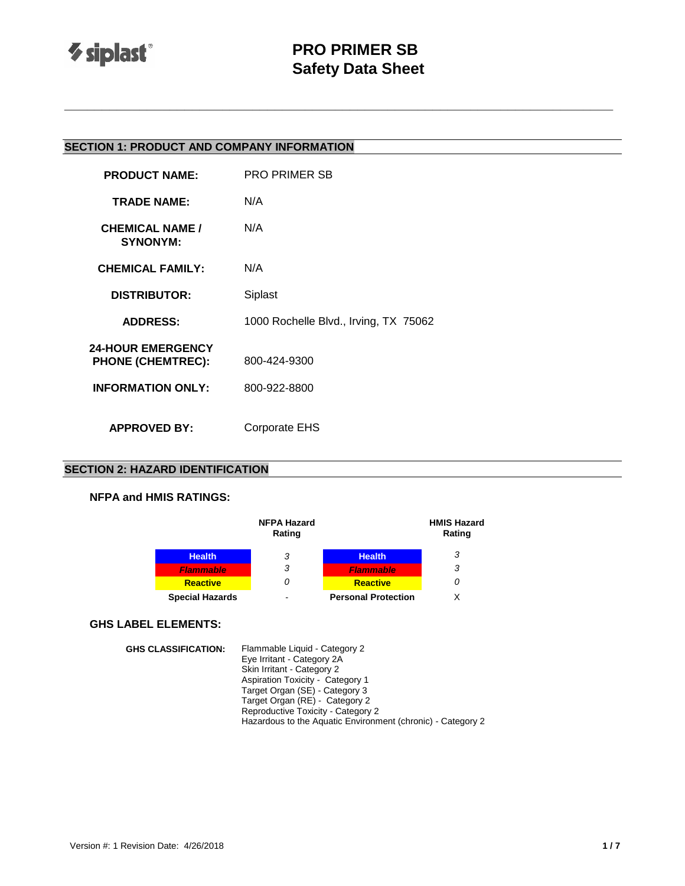# PRO PRIMER SB
# Safety Data Sheet

## SECTION 1: PRODUCT AND COMPANY INFORMATION

| | |
|---|---|
| **PRODUCT NAME:** | PRO PRIMER SB |
| **TRADE NAME:** | N/A |
| **CHEMICAL NAME / SYNONYM:** | N/A |
| **CHEMICAL FAMILY:** | N/A |
| **DISTRIBUTOR:** | Siplast |
| **ADDRESS:** | 1000 Rochelle Blvd., Irving, TX 75062 |
| **24-HOUR EMERGENCY PHONE (CHEMTREC):** | 800-424-9300 |
| **INFORMATION ONLY:** | 800-922-8800 |
| **APPROVED BY:** | Corporate EHS |

## SECTION 2: HAZARD IDENTIFICATION

### NFPA and HMIS RATINGS:

| | NFPA Hazard Rating | | HMIS Hazard Rating |
|---|---|---|---|
| Health | 3 | Health | 3 |
| Flammable | 3 | Flammable | 3 |
| Reactive | 0 | Reactive | 0 |
| Special Hazards | - | Personal Protection | X |

### GHS LABEL ELEMENTS:

**GHS CLASSIFICATION:**

Flammable Liquid - Category 2
Eye Irritant - Category 2A
Skin Irritant - Category 2
Aspiration Toxicity - Category 1
Target Organ (SE) - Category 3
Target Organ (RE) - Category 2
Reproductive Toxicity - Category 2
Hazardous to the Aquatic Environment (chronic) - Category 2

Version #: 1 Revision Date: 4/26/2018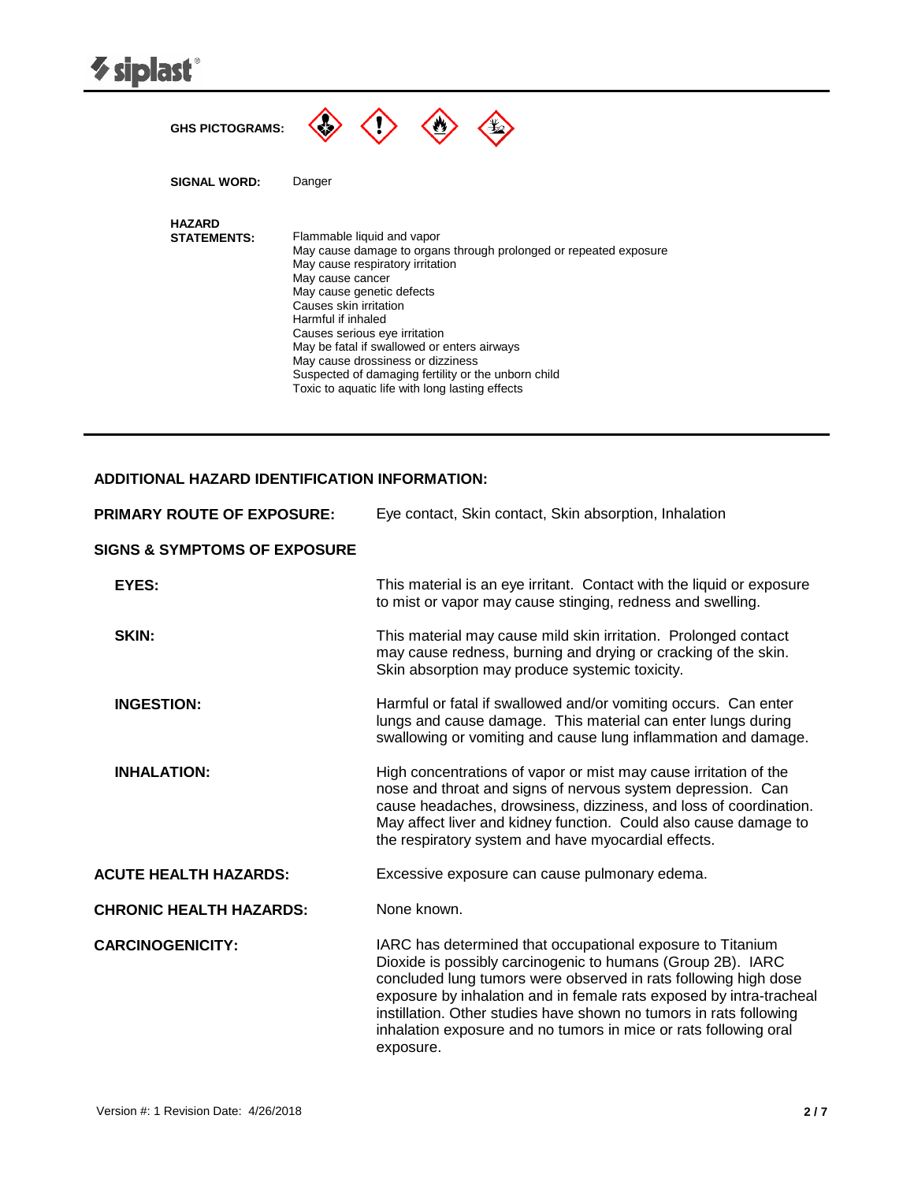**GHS PICTOGRAMS:**

**SIGNAL WORD:** Danger

**HAZARD STATEMENTS:**

Flammable liquid and vapor
May cause damage to organs through prolonged or repeated exposure
May cause respiratory irritation
May cause cancer
May cause genetic defects
Causes skin irritation
Harmful if inhaled
Causes serious eye irritation
May be fatal if swallowed or enters airways
May cause drossiness or dizziness
Suspected of damaging fertility or the unborn child
Toxic to aquatic life with long lasting effects

---

**ADDITIONAL HAZARD IDENTIFICATION INFORMATION:**

**PRIMARY ROUTE OF EXPOSURE:** Eye contact, Skin contact, Skin absorption, Inhalation

**SIGNS & SYMPTOMS OF EXPOSURE**

**EYES:** This material is an eye irritant. Contact with the liquid or exposure to mist or vapor may cause stinging, redness and swelling.

**SKIN:** This material may cause mild skin irritation. Prolonged contact may cause redness, burning and drying or cracking of the skin. Skin absorption may produce systemic toxicity.

**INGESTION:** Harmful or fatal if swallowed and/or vomiting occurs. Can enter lungs and cause damage. This material can enter lungs during swallowing or vomiting and cause lung inflammation and damage.

**INHALATION:** High concentrations of vapor or mist may cause irritation of the nose and throat and signs of nervous system depression. Can cause headaches, drowsiness, dizziness, and loss of coordination. May affect liver and kidney function. Could also cause damage to the respiratory system and have myocardial effects.

**ACUTE HEALTH HAZARDS:** Excessive exposure can cause pulmonary edema.

**CHRONIC HEALTH HAZARDS:** None known.

**CARCINOGENICITY:** IARC has determined that occupational exposure to Titanium Dioxide is possibly carcinogenic to humans (Group 2B). IARC concluded lung tumors were observed in rats following high dose exposure by inhalation and in female rats exposed by intra-tracheal instillation. Other studies have shown no tumors in rats following inhalation exposure and no tumors in mice or rats following oral exposure.

Version #: 1 Revision Date: 4/26/2018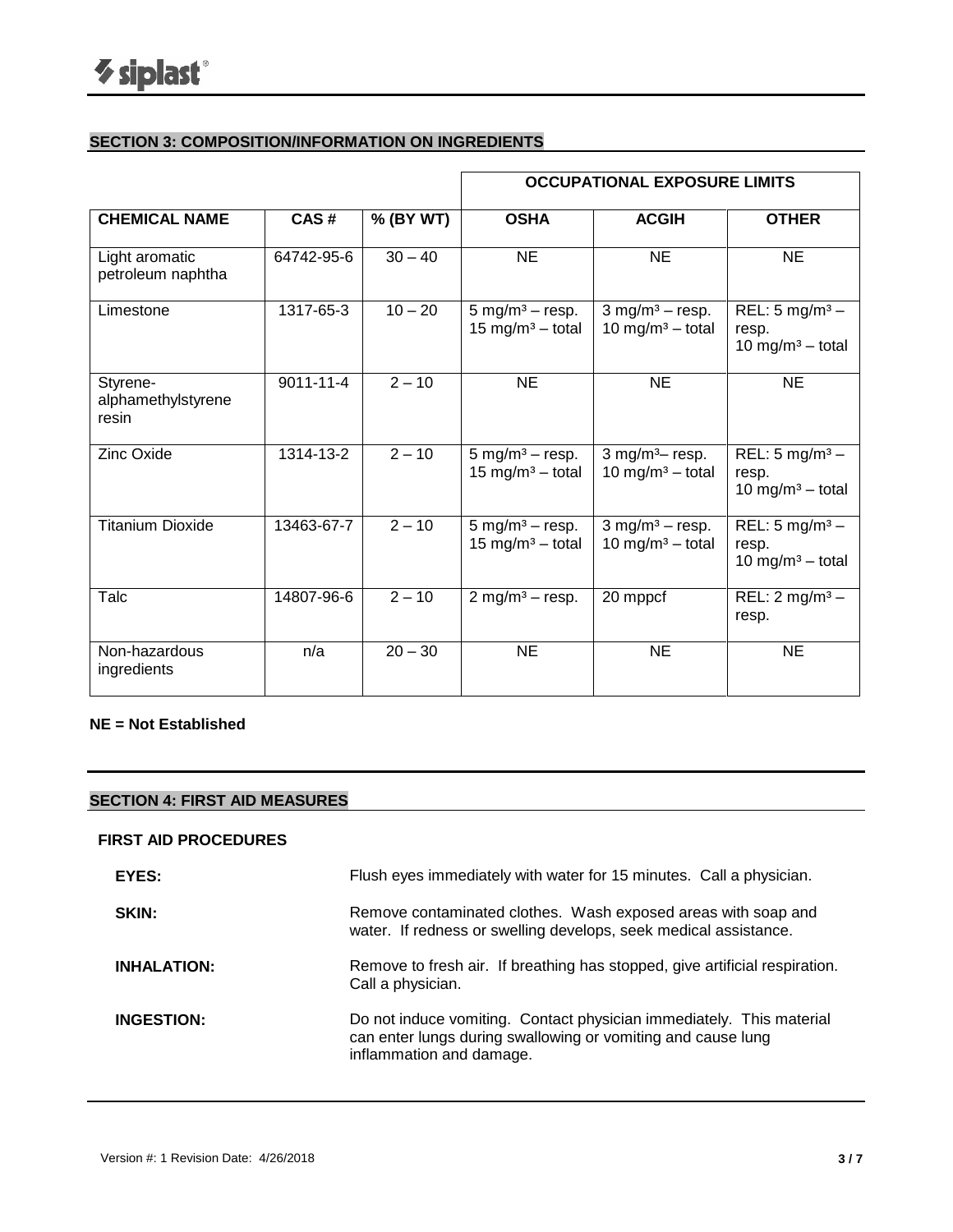## SECTION 3: COMPOSITION/INFORMATION ON INGREDIENTS

| | | | OCCUPATIONAL EXPOSURE LIMITS | | |
|---|---|---|---|---|---|
| **CHEMICAL NAME** | **CAS #** | **% (BY WT)** | **OSHA** | **ACGIH** | **OTHER** |
| Light aromatic petroleum naphtha | 64742-95-6 | 30 – 40 | NE | NE | NE |
| Limestone | 1317-65-3 | 10 – 20 | 5 mg/m³ – resp. 15 mg/m³ – total | 3 mg/m³ – resp. 10 mg/m³ – total | REL: 5 mg/m³ – resp. 10 mg/m³ – total |
| Styrene-alphamethylstyrene resin | 9011-11-4 | 2 – 10 | NE | NE | NE |
| Zinc Oxide | 1314-13-2 | 2 – 10 | 5 mg/m³ – resp. 15 mg/m³ – total | 3 mg/m³– resp. 10 mg/m³ – total | REL: 5 mg/m³ – resp. 10 mg/m³ – total |
| Titanium Dioxide | 13463-67-7 | 2 – 10 | 5 mg/m³ – resp. 15 mg/m³ – total | 3 mg/m³ – resp. 10 mg/m³ – total | REL: 5 mg/m³ – resp. 10 mg/m³ – total |
| Talc | 14807-96-6 | 2 – 10 | 2 mg/m³ – resp. | 20 mppcf | REL: 2 mg/m³ – resp. |
| Non-hazardous ingredients | n/a | 20 – 30 | NE | NE | NE |

**NE = Not Established**

## SECTION 4: FIRST AID MEASURES

**FIRST AID PROCEDURES**

**EYES:** Flush eyes immediately with water for 15 minutes. Call a physician.

**SKIN:** Remove contaminated clothes. Wash exposed areas with soap and water. If redness or swelling develops, seek medical assistance.

**INHALATION:** Remove to fresh air. If breathing has stopped, give artificial respiration. Call a physician.

**INGESTION:** Do not induce vomiting. Contact physician immediately. This material can enter lungs during swallowing or vomiting and cause lung inflammation and damage.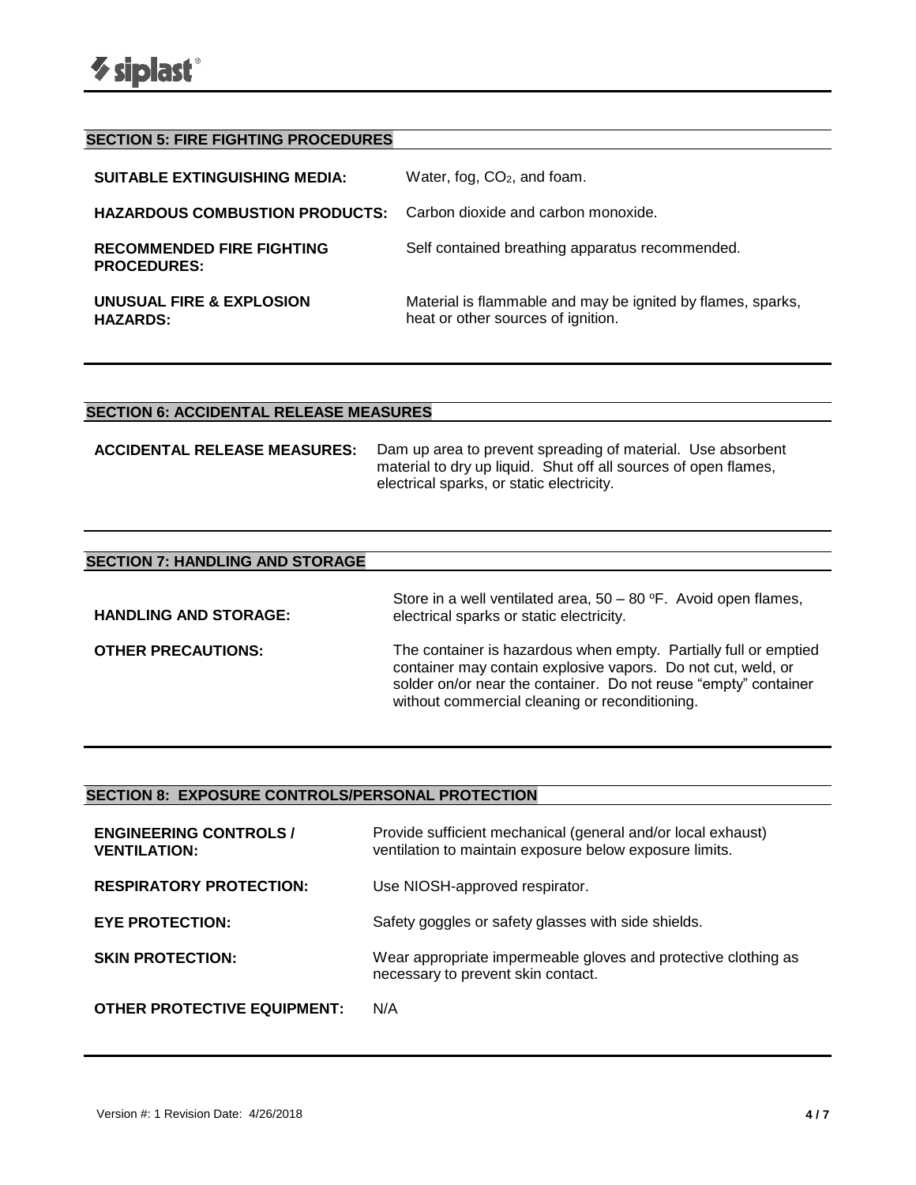## SECTION 5: FIRE FIGHTING PROCEDURES

**SUITABLE EXTINGUISHING MEDIA:** Water, fog, $CO_2$, and foam.

**HAZARDOUS COMBUSTION PRODUCTS:** Carbon dioxide and carbon monoxide.

**RECOMMENDED FIRE FIGHTING PROCEDURES:** Self contained breathing apparatus recommended.

**UNUSUAL FIRE & EXPLOSION HAZARDS:** Material is flammable and may be ignited by flames, sparks, heat or other sources of ignition.

## SECTION 6: ACCIDENTAL RELEASE MEASURES

**ACCIDENTAL RELEASE MEASURES:** Dam up area to prevent spreading of material. Use absorbent material to dry up liquid. Shut off all sources of open flames, electrical sparks, or static electricity.

## SECTION 7: HANDLING AND STORAGE

**HANDLING AND STORAGE:** Store in a well ventilated area, 50 – 80 $^{o}$F. Avoid open flames, electrical sparks or static electricity.

**OTHER PRECAUTIONS:** The container is hazardous when empty. Partially full or emptied container may contain explosive vapors. Do not cut, weld, or solder on/or near the container. Do not reuse "empty" container without commercial cleaning or reconditioning.

## SECTION 8: EXPOSURE CONTROLS/PERSONAL PROTECTION

**ENGINEERING CONTROLS / VENTILATION:** Provide sufficient mechanical (general and/or local exhaust) ventilation to maintain exposure below exposure limits.

**RESPIRATORY PROTECTION:** Use NIOSH-approved respirator.

**EYE PROTECTION:** Safety goggles or safety glasses with side shields.

**SKIN PROTECTION:** Wear appropriate impermeable gloves and protective clothing as necessary to prevent skin contact.

**OTHER PROTECTIVE EQUIPMENT:** N/A

Version #: 1 Revision Date: 4/26/2018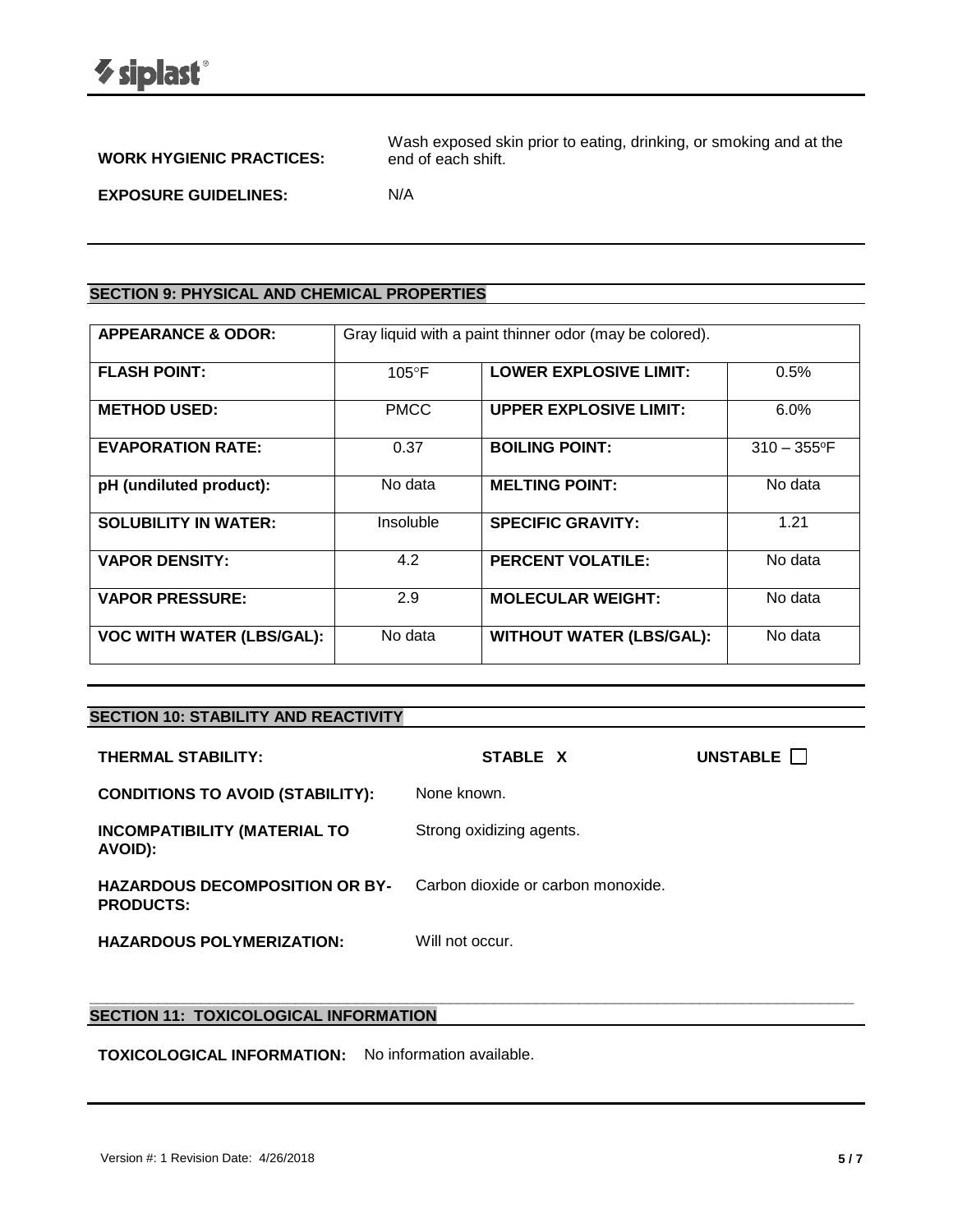**WORK HYGIENIC PRACTICES:** Wash exposed skin prior to eating, drinking, or smoking and at the end of each shift.

**EXPOSURE GUIDELINES:** N/A

## SECTION 9: PHYSICAL AND CHEMICAL PROPERTIES

| **APPEARANCE & ODOR:** | Gray liquid with a paint thinner odor (may be colored). | | |
|---|---|---|---|
| **FLASH POINT:** | 105°F | **LOWER EXPLOSIVE LIMIT:** | 0.5% |
| **METHOD USED:** | PMCC | **UPPER EXPLOSIVE LIMIT:** | 6.0% |
| **EVAPORATION RATE:** | 0.37 | **BOILING POINT:** | 310 – 355ºF |
| **pH (undiluted product):** | No data | **MELTING POINT:** | No data |
| **SOLUBILITY IN WATER:** | Insoluble | **SPECIFIC GRAVITY:** | 1.21 |
| **VAPOR DENSITY:** | 4.2 | **PERCENT VOLATILE:** | No data |
| **VAPOR PRESSURE:** | 2.9 | **MOLECULAR WEIGHT:** | No data |
| **VOC WITH WATER (LBS/GAL):** | No data | **WITHOUT WATER (LBS/GAL):** | No data |

## SECTION 10: STABILITY AND REACTIVITY

**THERMAL STABILITY:** **STABLE X** **UNSTABLE ☐**

**CONDITIONS TO AVOID (STABILITY):** None known.

**INCOMPATIBILITY (MATERIAL TO AVOID):** Strong oxidizing agents.

**HAZARDOUS DECOMPOSITION OR BY-PRODUCTS:** Carbon dioxide or carbon monoxide.

**HAZARDOUS POLYMERIZATION:** Will not occur.

## SECTION 11: TOXICOLOGICAL INFORMATION

**TOXICOLOGICAL INFORMATION:** No information available.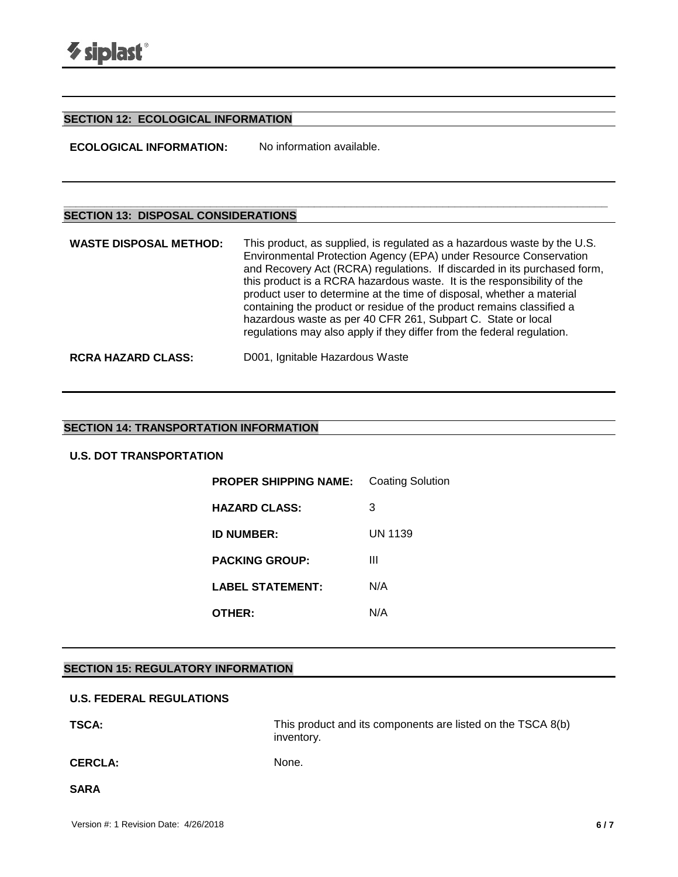## SECTION 12: ECOLOGICAL INFORMATION

**ECOLOGICAL INFORMATION:** No information available.

## SECTION 13: DISPOSAL CONSIDERATIONS

**WASTE DISPOSAL METHOD:** This product, as supplied, is regulated as a hazardous waste by the U.S. Environmental Protection Agency (EPA) under Resource Conservation and Recovery Act (RCRA) regulations. If discarded in its purchased form, this product is a RCRA hazardous waste. It is the responsibility of the product user to determine at the time of disposal, whether a material containing the product or residue of the product remains classified a hazardous waste as per 40 CFR 261, Subpart C. State or local regulations may also apply if they differ from the federal regulation.

**RCRA HAZARD CLASS:** D001, Ignitable Hazardous Waste

## SECTION 14: TRANSPORTATION INFORMATION

### U.S. DOT TRANSPORTATION

**PROPER SHIPPING NAME:** Coating Solution

**HAZARD CLASS:** 3

**ID NUMBER:** UN 1139

**PACKING GROUP:** III

**LABEL STATEMENT:** N/A

**OTHER:** N/A

## SECTION 15: REGULATORY INFORMATION

### U.S. FEDERAL REGULATIONS

**TSCA:** This product and its components are listed on the TSCA 8(b) inventory.

**CERCLA:** None.

**SARA**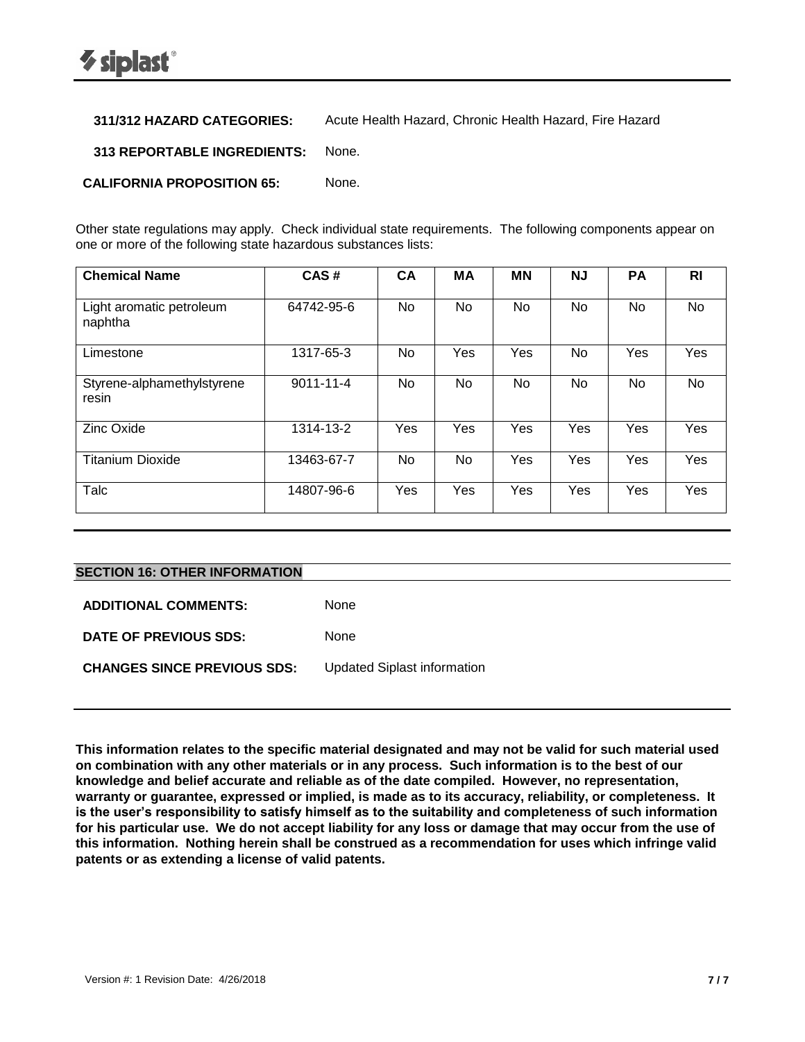**311/312 HAZARD CATEGORIES:** Acute Health Hazard, Chronic Health Hazard, Fire Hazard

**313 REPORTABLE INGREDIENTS:** None.

**CALIFORNIA PROPOSITION 65:** None.

Other state regulations may apply. Check individual state requirements. The following components appear on one or more of the following state hazardous substances lists:

| Chemical Name | CAS # | CA | MA | MN | NJ | PA | RI |
|---|---|---|---|---|---|---|---|
| Light aromatic petroleum naphtha | 64742-95-6 | No | No | No | No | No | No |
| Limestone | 1317-65-3 | No | Yes | Yes | No | Yes | Yes |
| Styrene-alphamethylstyrene resin | 9011-11-4 | No | No | No | No | No | No |
| Zinc Oxide | 1314-13-2 | Yes | Yes | Yes | Yes | Yes | Yes |
| Titanium Dioxide | 13463-67-7 | No | No | Yes | Yes | Yes | Yes |
| Talc | 14807-96-6 | Yes | Yes | Yes | Yes | Yes | Yes |

## SECTION 16: OTHER INFORMATION

**ADDITIONAL COMMENTS:** None

**DATE OF PREVIOUS SDS:** None

**CHANGES SINCE PREVIOUS SDS:** Updated Siplast information

**This information relates to the specific material designated and may not be valid for such material used on combination with any other materials or in any process. Such information is to the best of our knowledge and belief accurate and reliable as of the date compiled. However, no representation, warranty or guarantee, expressed or implied, is made as to its accuracy, reliability, or completeness. It is the user's responsibility to satisfy himself as to the suitability and completeness of such information for his particular use. We do not accept liability for any loss or damage that may occur from the use of this information. Nothing herein shall be construed as a recommendation for uses which infringe valid patents or as extending a license of valid patents.**

Version #: 1 Revision Date: 4/26/2018